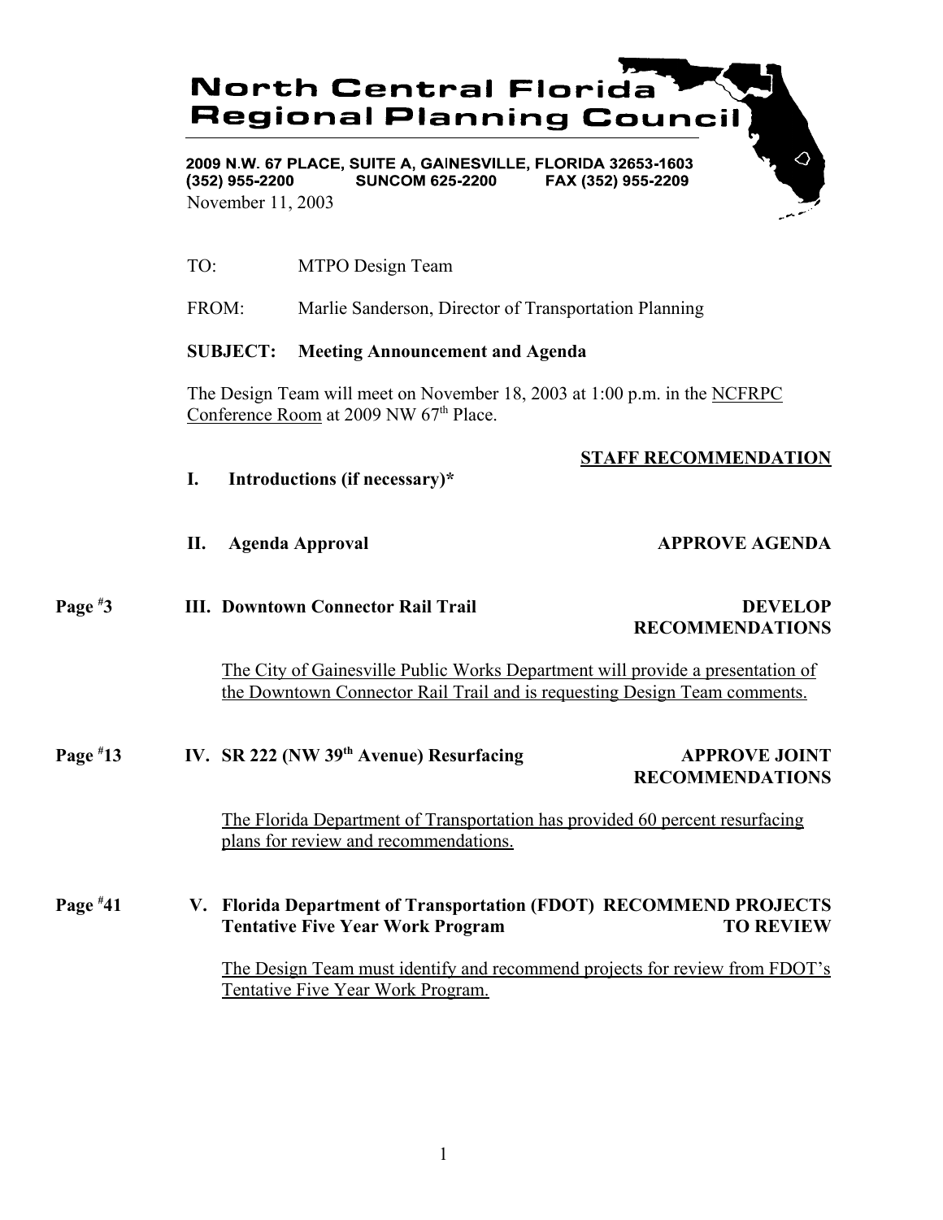# North Central Florida Regional Planning Council

2009 N.W. 67 PLACE, SUITE A, GAINESVILLE, FLORIDA 32653-1603
(352) 955-2200 SUNCOM 625-2200 FAX (352) 955-2209

November 11, 2003

TO: MTPO Design Team

FROM: Marlie Sanderson, Director of Transportation Planning

**SUBJECT: Meeting Announcement and Agenda**

The Design Team will meet on November 18, 2003 at 1:00 p.m. in the NCFRPC Conference Room at 2009 NW 67th Place.

**STAFF RECOMMENDATION**

**I. Introductions (if necessary)***

**II. Agenda Approval** — **APPROVE AGENDA**

Page #3 **III. Downtown Connector Rail Trail** — **DEVELOP RECOMMENDATIONS**

The City of Gainesville Public Works Department will provide a presentation of the Downtown Connector Rail Trail and is requesting Design Team comments.

Page #13 **IV. SR 222 (NW 39th Avenue) Resurfacing** — **APPROVE JOINT RECOMMENDATIONS**

The Florida Department of Transportation has provided 60 percent resurfacing plans for review and recommendations.

Page #41 **V. Florida Department of Transportation (FDOT) Tentative Five Year Work Program** — **RECOMMEND PROJECTS TO REVIEW**

The Design Team must identify and recommend projects for review from FDOT's Tentative Five Year Work Program.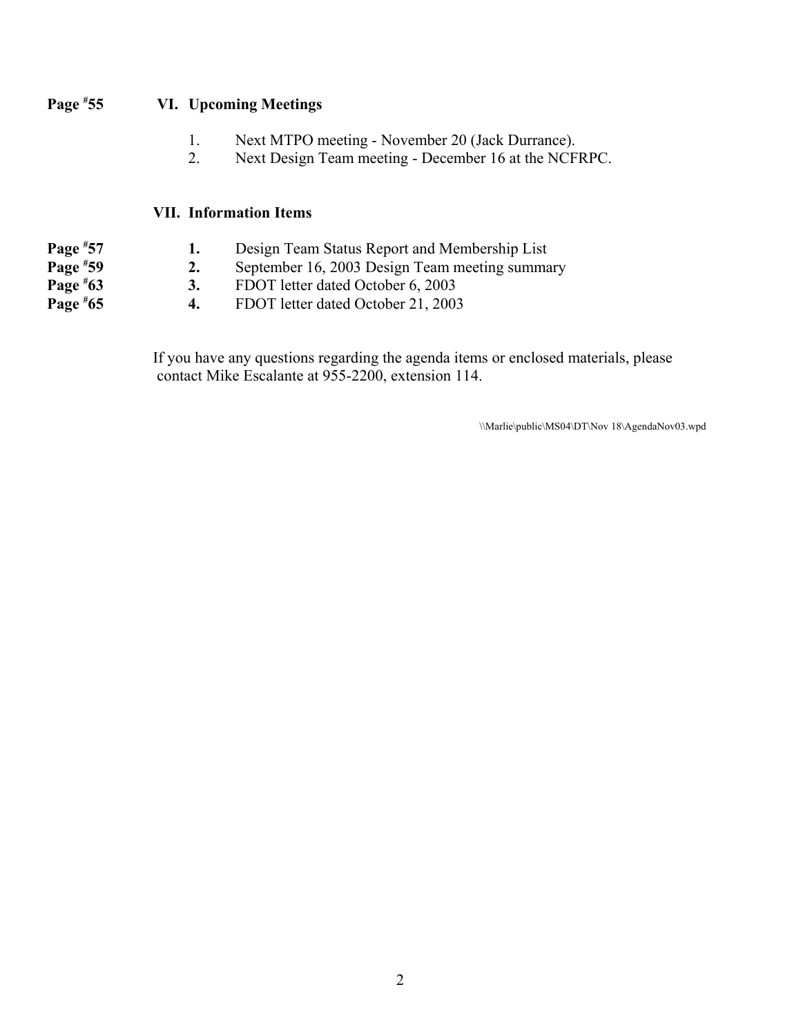**Page #55** **VI. Upcoming Meetings**

1. Next MTPO meeting - November 20 (Jack Durrance).
2. Next Design Team meeting - December 16 at the NCFRPC.

**VII. Information Items**

**Page #57** **1.** Design Team Status Report and Membership List

**Page #59** **2.** September 16, 2003 Design Team meeting summary

**Page #63** **3.** FDOT letter dated October 6, 2003

**Page #65** **4.** FDOT letter dated October 21, 2003

If you have any questions regarding the agenda items or enclosed materials, please contact Mike Escalante at 955-2200, extension 114.

\\Marlie\public\MS04\DT\Nov 18\AgendaNov03.wpd